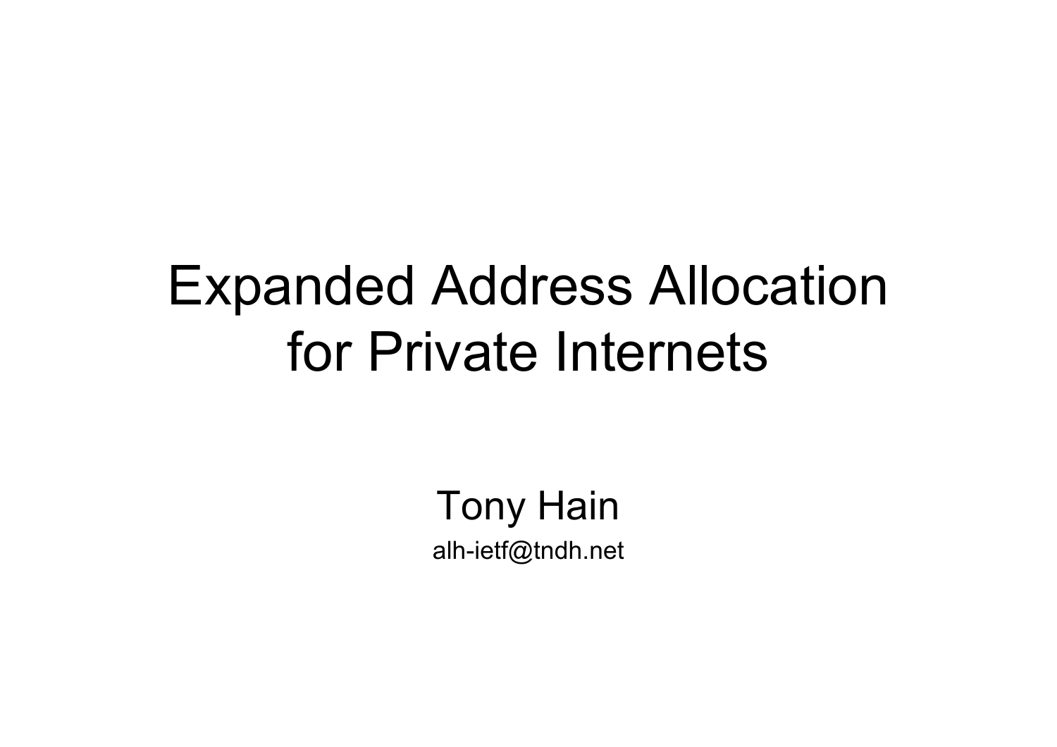# Expanded Address Allocation for Private Internets

Tony Hain

alh-ietf@tndh.net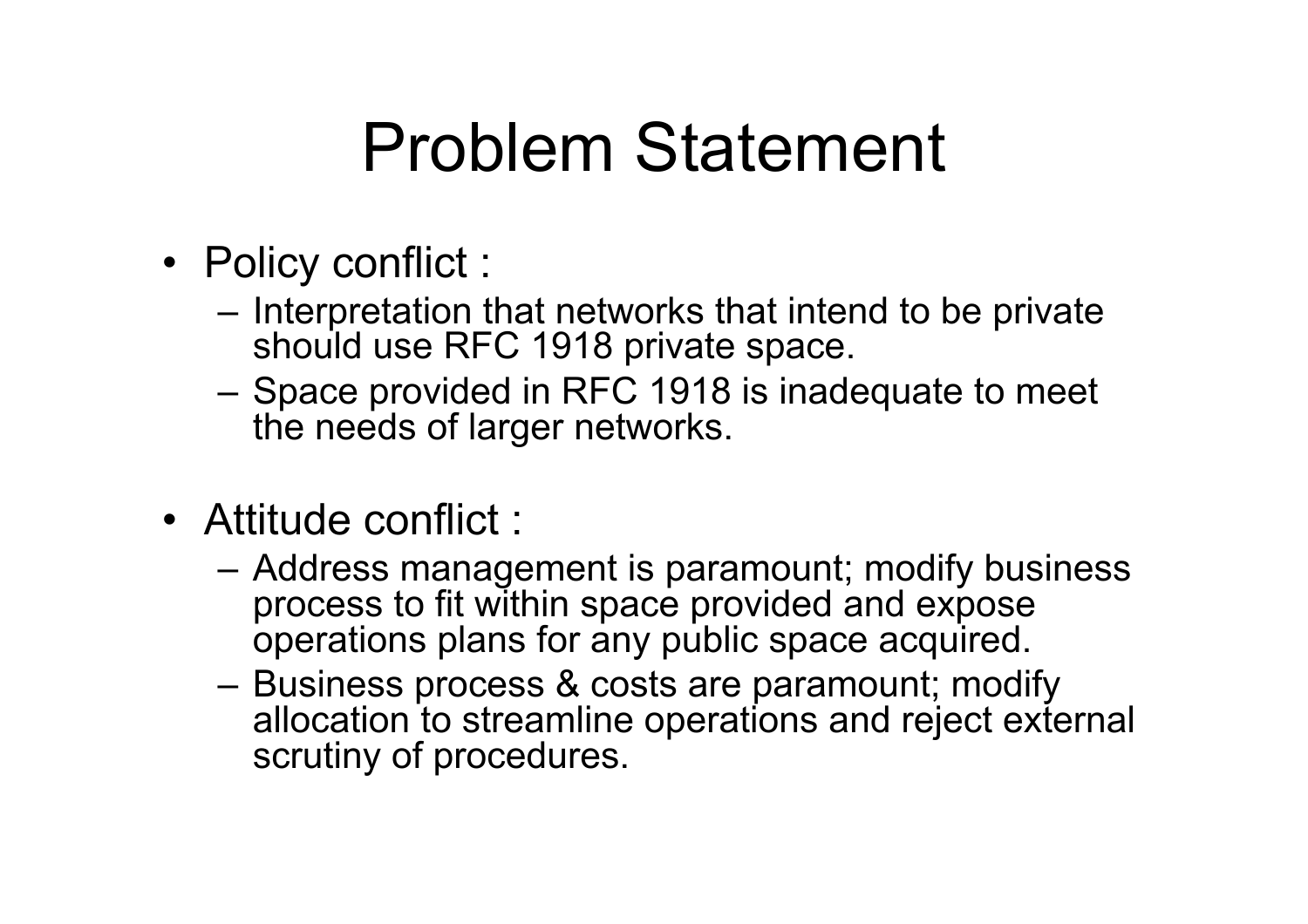# Problem Statement

- Policy conflict :
  - Interpretation that networks that intend to be private should use RFC 1918 private space.
  - Space provided in RFC 1918 is inadequate to meet the needs of larger networks.
- Attitude conflict :
  - Address management is paramount; modify business process to fit within space provided and expose operations plans for any public space acquired.
  - Business process & costs are paramount; modify allocation to streamline operations and reject external scrutiny of procedures.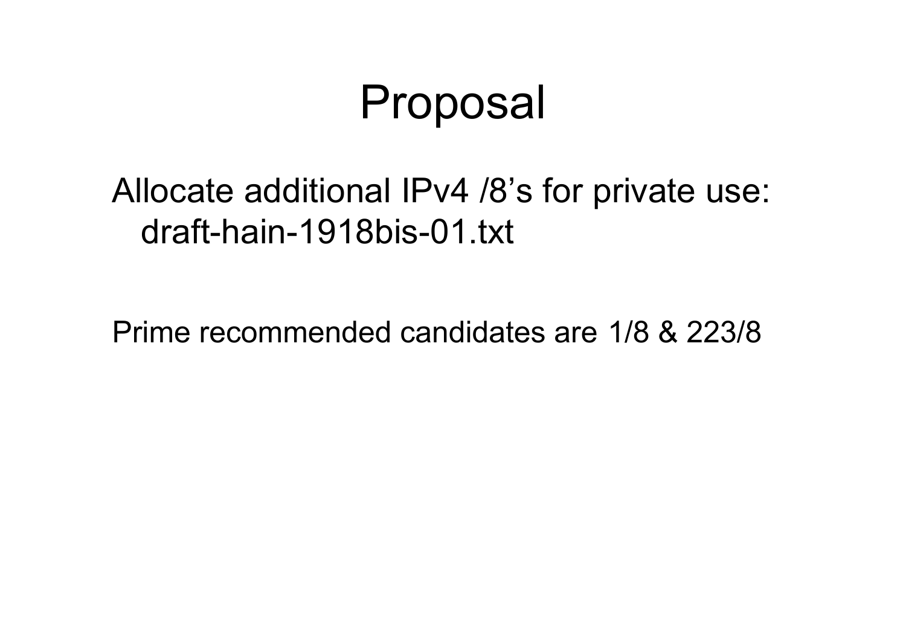# Proposal

Allocate additional IPv4 /8's for private use:
draft-hain-1918bis-01.txt

Prime recommended candidates are 1/8 & 223/8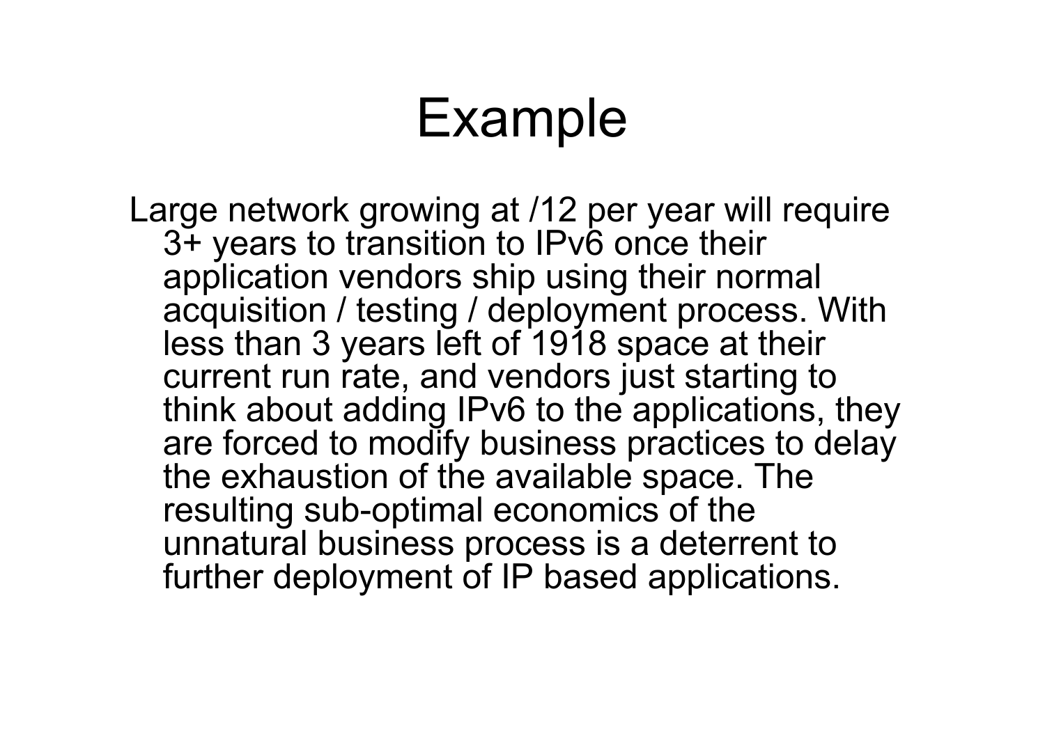# Example

Large network growing at /12 per year will require 3+ years to transition to IPv6 once their application vendors ship using their normal acquisition / testing / deployment process. With less than 3 years left of 1918 space at their current run rate, and vendors just starting to think about adding IPv6 to the applications, they are forced to modify business practices to delay the exhaustion of the available space. The resulting sub-optimal economics of the unnatural business process is a deterrent to further deployment of IP based applications.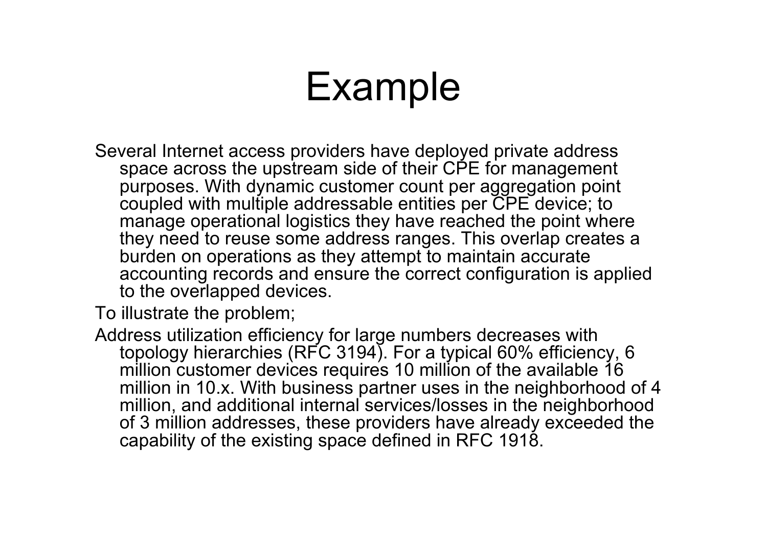# Example

Several Internet access providers have deployed private address space across the upstream side of their CPE for management purposes. With dynamic customer count per aggregation point coupled with multiple addressable entities per CPE device; to manage operational logistics they have reached the point where they need to reuse some address ranges. This overlap creates a burden on operations as they attempt to maintain accurate accounting records and ensure the correct configuration is applied to the overlapped devices.

To illustrate the problem;

Address utilization efficiency for large numbers decreases with topology hierarchies (RFC 3194). For a typical 60% efficiency, 6 million customer devices requires 10 million of the available 16 million in 10.x. With business partner uses in the neighborhood of 4 million, and additional internal services/losses in the neighborhood of 3 million addresses, these providers have already exceeded the capability of the existing space defined in RFC 1918.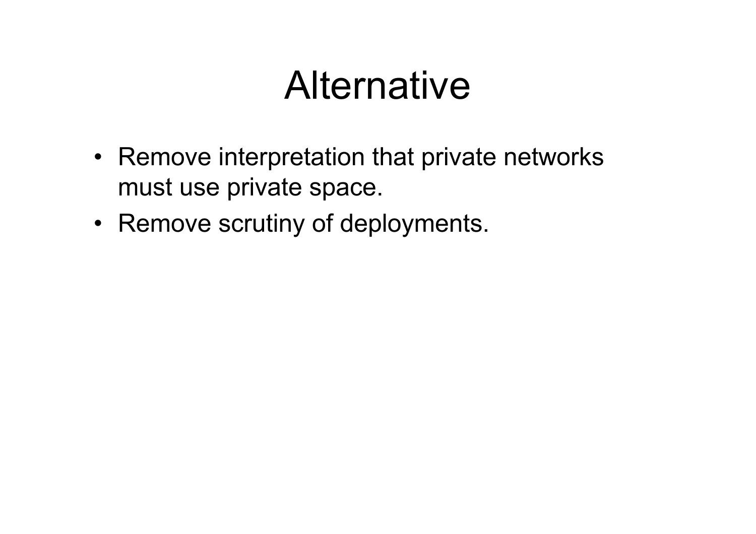# Alternative

- Remove interpretation that private networks must use private space.
- Remove scrutiny of deployments.